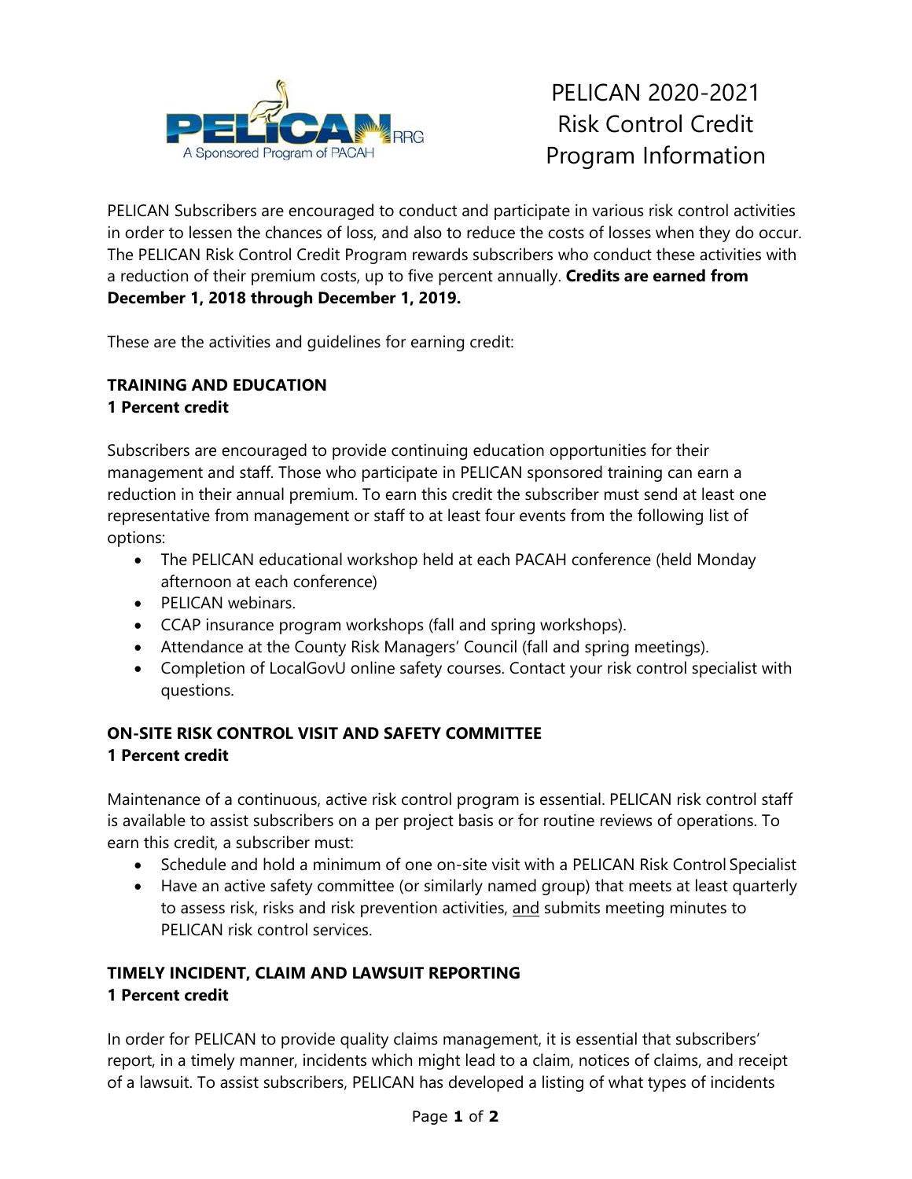# PELICAN 2020-2021 Risk Control Credit Program Information

PELICAN Subscribers are encouraged to conduct and participate in various risk control activities in order to lessen the chances of loss, and also to reduce the costs of losses when they do occur. The PELICAN Risk Control Credit Program rewards subscribers who conduct these activities with a reduction of their premium costs, up to five percent annually. **Credits are earned from December 1, 2018 through December 1, 2019.**

These are the activities and guidelines for earning credit:

## TRAINING AND EDUCATION
**1 Percent credit**

Subscribers are encouraged to provide continuing education opportunities for their management and staff. Those who participate in PELICAN sponsored training can earn a reduction in their annual premium. To earn this credit the subscriber must send at least one representative from management or staff to at least four events from the following list of options:

- The PELICAN educational workshop held at each PACAH conference (held Monday afternoon at each conference)
- PELICAN webinars.
- CCAP insurance program workshops (fall and spring workshops).
- Attendance at the County Risk Managers' Council (fall and spring meetings).
- Completion of LocalGovU online safety courses. Contact your risk control specialist with questions.

## ON-SITE RISK CONTROL VISIT AND SAFETY COMMITTEE
**1 Percent credit**

Maintenance of a continuous, active risk control program is essential. PELICAN risk control staff is available to assist subscribers on a per project basis or for routine reviews of operations. To earn this credit, a subscriber must:

- Schedule and hold a minimum of one on-site visit with a PELICAN Risk Control Specialist
- Have an active safety committee (or similarly named group) that meets at least quarterly to assess risk, risks and risk prevention activities, and submits meeting minutes to PELICAN risk control services.

## TIMELY INCIDENT, CLAIM AND LAWSUIT REPORTING
**1 Percent credit**

In order for PELICAN to provide quality claims management, it is essential that subscribers' report, in a timely manner, incidents which might lead to a claim, notices of claims, and receipt of a lawsuit. To assist subscribers, PELICAN has developed a listing of what types of incidents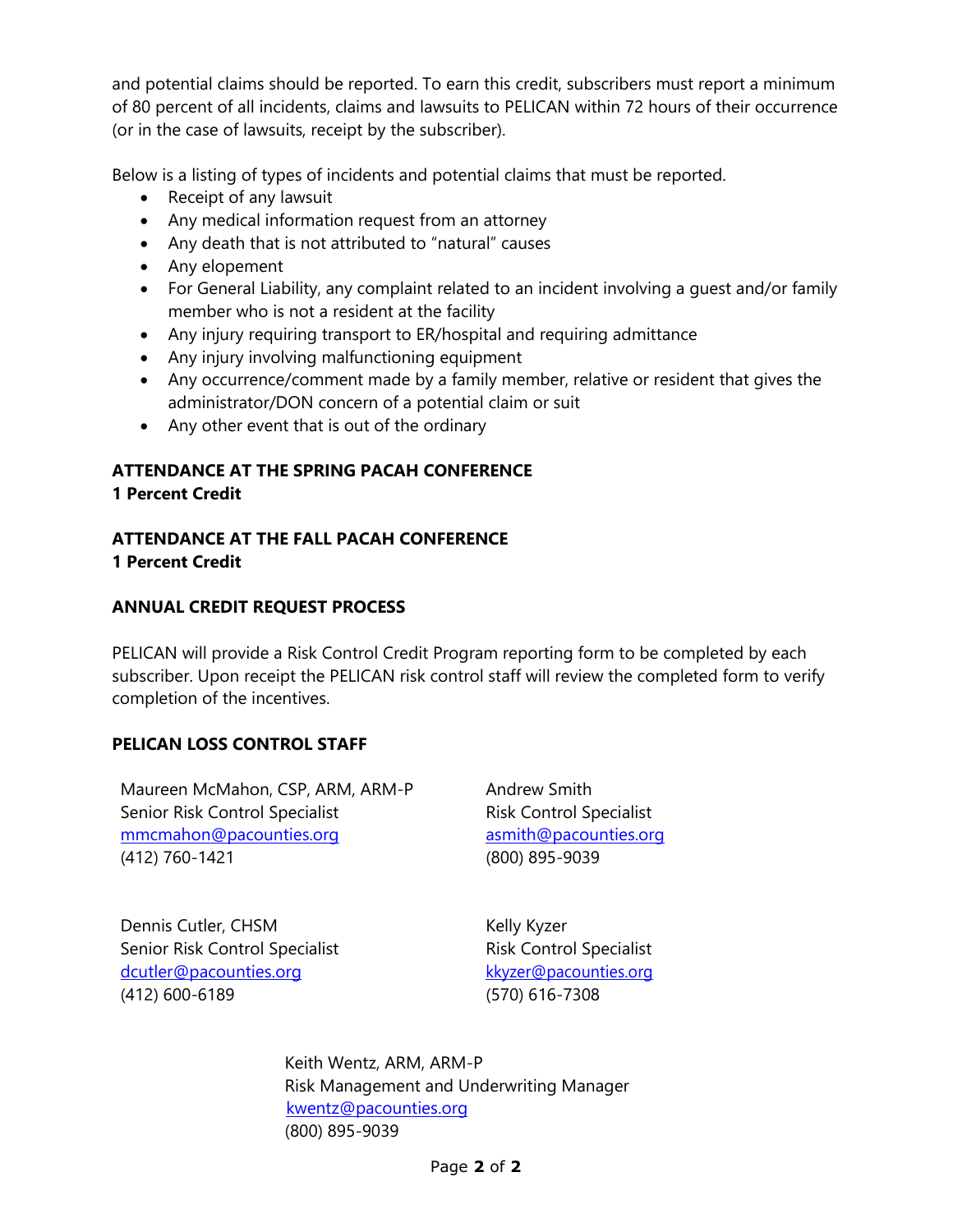and potential claims should be reported. To earn this credit, subscribers must report a minimum of 80 percent of all incidents, claims and lawsuits to PELICAN within 72 hours of their occurrence (or in the case of lawsuits, receipt by the subscriber).

Below is a listing of types of incidents and potential claims that must be reported.

- Receipt of any lawsuit
- Any medical information request from an attorney
- Any death that is not attributed to "natural" causes
- Any elopement
- For General Liability, any complaint related to an incident involving a guest and/or family member who is not a resident at the facility
- Any injury requiring transport to ER/hospital and requiring admittance
- Any injury involving malfunctioning equipment
- Any occurrence/comment made by a family member, relative or resident that gives the administrator/DON concern of a potential claim or suit
- Any other event that is out of the ordinary

**ATTENDANCE AT THE SPRING PACAH CONFERENCE**
**1 Percent Credit**

**ATTENDANCE AT THE FALL PACAH CONFERENCE**
**1 Percent Credit**

**ANNUAL CREDIT REQUEST PROCESS**

PELICAN will provide a Risk Control Credit Program reporting form to be completed by each subscriber. Upon receipt the PELICAN risk control staff will review the completed form to verify completion of the incentives.

**PELICAN LOSS CONTROL STAFF**

Maureen McMahon, CSP, ARM, ARM-P
Senior Risk Control Specialist
mmcmahon@pacounties.org
(412) 760-1421

Andrew Smith
Risk Control Specialist
asmith@pacounties.org
(800) 895-9039

Dennis Cutler, CHSM
Senior Risk Control Specialist
dcutler@pacounties.org
(412) 600-6189

Kelly Kyzer
Risk Control Specialist
kkyzer@pacounties.org
(570) 616-7308

Keith Wentz, ARM, ARM-P
Risk Management and Underwriting Manager
kwentz@pacounties.org
(800) 895-9039